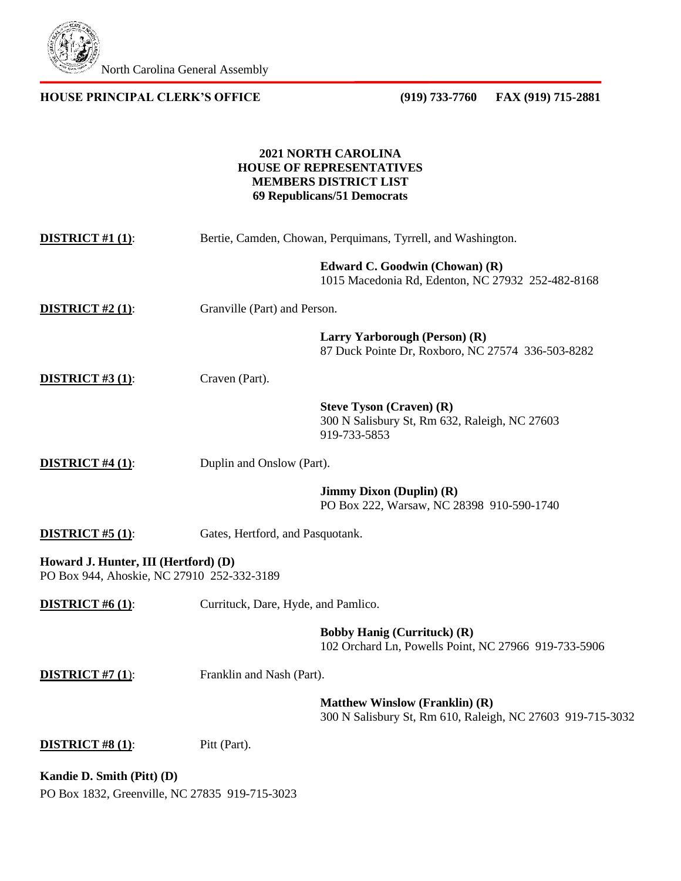North Carolina General Assembly

**HOUSE PRINCIPAL CLERK'S OFFICE** **(919) 733-7760 FAX (919) 715-2881**

# 2021 NORTH CAROLINA HOUSE OF REPRESENTATIVES MEMBERS DISTRICT LIST

## 69 Republicans/51 Democrats

**DISTRICT #1 (1)**: Bertie, Camden, Chowan, Perquimans, Tyrrell, and Washington.

**Edward C. Goodwin (Chowan) (R)**
1015 Macedonia Rd, Edenton, NC 27932 252-482-8168

**DISTRICT #2 (1)**: Granville (Part) and Person.

**Larry Yarborough (Person) (R)**
87 Duck Pointe Dr, Roxboro, NC 27574 336-503-8282

**DISTRICT #3 (1)**: Craven (Part).

**Steve Tyson (Craven) (R)**
300 N Salisbury St, Rm 632, Raleigh, NC 27603
919-733-5853

**DISTRICT #4 (1)**: Duplin and Onslow (Part).

**Jimmy Dixon (Duplin) (R)**
PO Box 222, Warsaw, NC 28398 910-590-1740

**DISTRICT #5 (1)**: Gates, Hertford, and Pasquotank.

**Howard J. Hunter, III (Hertford) (D)**
PO Box 944, Ahoskie, NC 27910 252-332-3189

**DISTRICT #6 (1)**: Currituck, Dare, Hyde, and Pamlico.

**Bobby Hanig (Currituck) (R)**
102 Orchard Ln, Powells Point, NC 27966 919-733-5906

**DISTRICT #7 (1)**: Franklin and Nash (Part).

**Matthew Winslow (Franklin) (R)**
300 N Salisbury St, Rm 610, Raleigh, NC 27603 919-715-3032

**DISTRICT #8 (1)**: Pitt (Part).

**Kandie D. Smith (Pitt) (D)**
PO Box 1832, Greenville, NC 27835 919-715-3023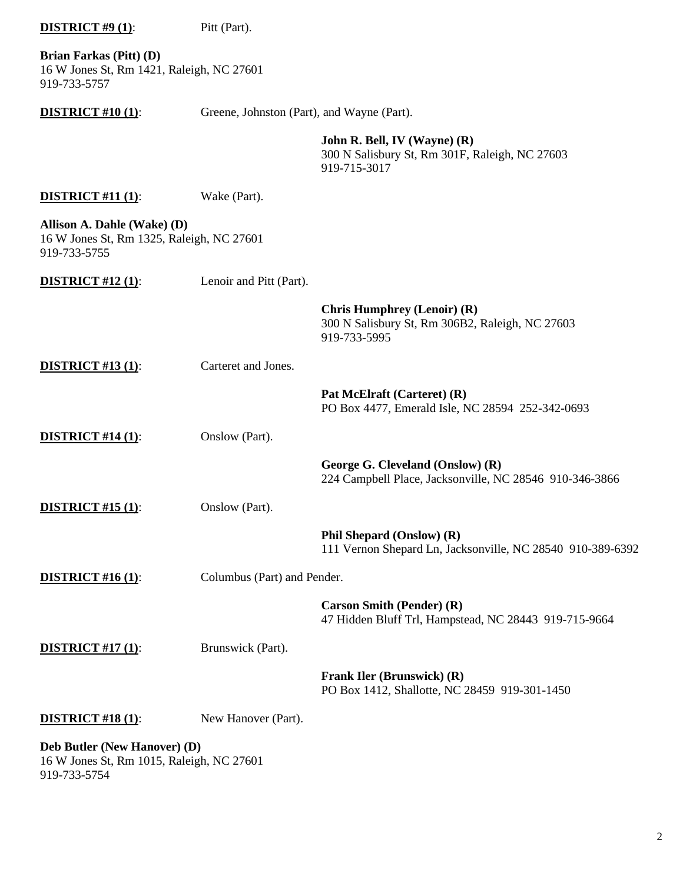**DISTRICT #9 (1)**: Pitt (Part).

**Brian Farkas (Pitt) (D)**
16 W Jones St, Rm 1421, Raleigh, NC 27601
919-733-5757

**DISTRICT #10 (1)**: Greene, Johnston (Part), and Wayne (Part).

**John R. Bell, IV (Wayne) (R)**
300 N Salisbury St, Rm 301F, Raleigh, NC 27603
919-715-3017

**DISTRICT #11 (1)**: Wake (Part).

**Allison A. Dahle (Wake) (D)**
16 W Jones St, Rm 1325, Raleigh, NC 27601
919-733-5755

**DISTRICT #12 (1)**: Lenoir and Pitt (Part).

**Chris Humphrey (Lenoir) (R)**
300 N Salisbury St, Rm 306B2, Raleigh, NC 27603
919-733-5995

**DISTRICT #13 (1)**: Carteret and Jones.

**Pat McElraft (Carteret) (R)**
PO Box 4477, Emerald Isle, NC 28594 252-342-0693

**DISTRICT #14 (1)**: Onslow (Part).

**George G. Cleveland (Onslow) (R)**
224 Campbell Place, Jacksonville, NC 28546 910-346-3866

**DISTRICT #15 (1)**: Onslow (Part).

**Phil Shepard (Onslow) (R)**
111 Vernon Shepard Ln, Jacksonville, NC 28540 910-389-6392

**DISTRICT #16 (1)**: Columbus (Part) and Pender.

**Carson Smith (Pender) (R)**
47 Hidden Bluff Trl, Hampstead, NC 28443 919-715-9664

**DISTRICT #17 (1)**: Brunswick (Part).

**Frank Iler (Brunswick) (R)**
PO Box 1412, Shallotte, NC 28459 919-301-1450

**DISTRICT #18 (1)**: New Hanover (Part).

**Deb Butler (New Hanover) (D)**
16 W Jones St, Rm 1015, Raleigh, NC 27601
919-733-5754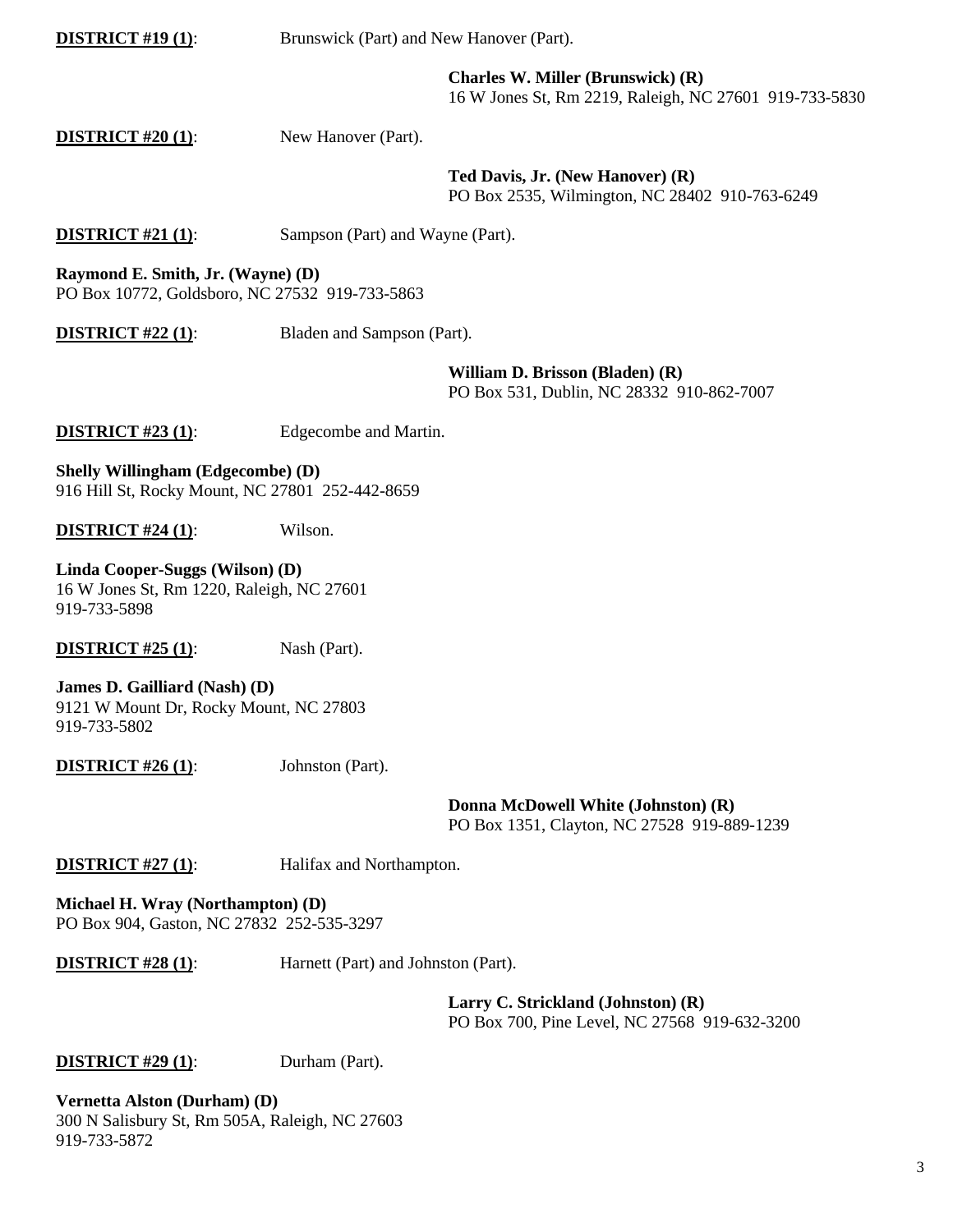**DISTRICT #19 (1)**: Brunswick (Part) and New Hanover (Part).

**Charles W. Miller (Brunswick) (R)**
16 W Jones St, Rm 2219, Raleigh, NC 27601 919-733-5830

**DISTRICT #20 (1)**: New Hanover (Part).

**Ted Davis, Jr. (New Hanover) (R)**
PO Box 2535, Wilmington, NC 28402 910-763-6249

**DISTRICT #21 (1)**: Sampson (Part) and Wayne (Part).

**Raymond E. Smith, Jr. (Wayne) (D)**
PO Box 10772, Goldsboro, NC 27532 919-733-5863

**DISTRICT #22 (1)**: Bladen and Sampson (Part).

**William D. Brisson (Bladen) (R)**
PO Box 531, Dublin, NC 28332 910-862-7007

**DISTRICT #23 (1)**: Edgecombe and Martin.

**Shelly Willingham (Edgecombe) (D)**
916 Hill St, Rocky Mount, NC 27801 252-442-8659

**DISTRICT #24 (1)**: Wilson.

**Linda Cooper-Suggs (Wilson) (D)**
16 W Jones St, Rm 1220, Raleigh, NC 27601
919-733-5898

**DISTRICT #25 (1)**: Nash (Part).

**James D. Gailliard (Nash) (D)**
9121 W Mount Dr, Rocky Mount, NC 27803
919-733-5802

**DISTRICT #26 (1)**: Johnston (Part).

**Donna McDowell White (Johnston) (R)**
PO Box 1351, Clayton, NC 27528 919-889-1239

**DISTRICT #27 (1)**: Halifax and Northampton.

**Michael H. Wray (Northampton) (D)**
PO Box 904, Gaston, NC 27832 252-535-3297

**DISTRICT #28 (1)**: Harnett (Part) and Johnston (Part).

**Larry C. Strickland (Johnston) (R)**
PO Box 700, Pine Level, NC 27568 919-632-3200

**DISTRICT #29 (1)**: Durham (Part).

**Vernetta Alston (Durham) (D)**
300 N Salisbury St, Rm 505A, Raleigh, NC 27603
919-733-5872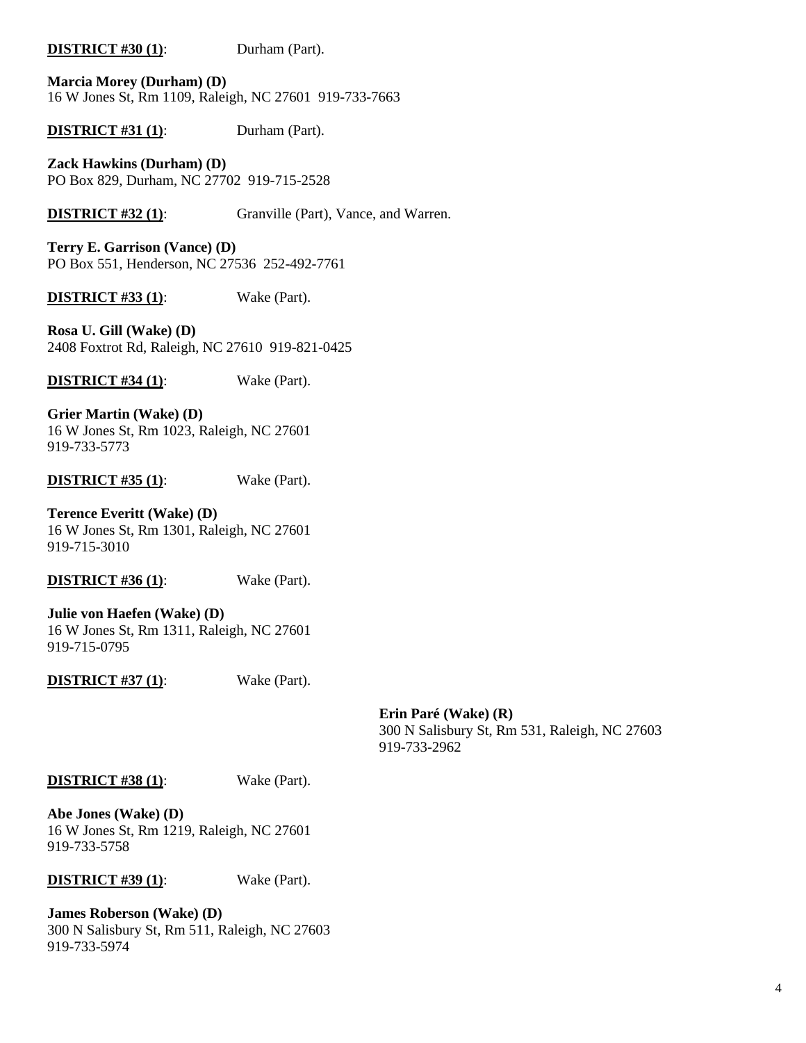**DISTRICT #30 (1)**: Durham (Part).

**Marcia Morey (Durham) (D)**
16 W Jones St, Rm 1109, Raleigh, NC 27601 919-733-7663

**DISTRICT #31 (1)**: Durham (Part).

**Zack Hawkins (Durham) (D)**
PO Box 829, Durham, NC 27702 919-715-2528

**DISTRICT #32 (1)**: Granville (Part), Vance, and Warren.

**Terry E. Garrison (Vance) (D)**
PO Box 551, Henderson, NC 27536 252-492-7761

**DISTRICT #33 (1)**: Wake (Part).

**Rosa U. Gill (Wake) (D)**
2408 Foxtrot Rd, Raleigh, NC 27610 919-821-0425

**DISTRICT #34 (1)**: Wake (Part).

**Grier Martin (Wake) (D)**
16 W Jones St, Rm 1023, Raleigh, NC 27601
919-733-5773

**DISTRICT #35 (1)**: Wake (Part).

**Terence Everitt (Wake) (D)**
16 W Jones St, Rm 1301, Raleigh, NC 27601
919-715-3010

**DISTRICT #36 (1)**: Wake (Part).

**Julie von Haefen (Wake) (D)**
16 W Jones St, Rm 1311, Raleigh, NC 27601
919-715-0795

**DISTRICT #37 (1)**: Wake (Part).

**Erin Paré (Wake) (R)**
300 N Salisbury St, Rm 531, Raleigh, NC 27603
919-733-2962

**DISTRICT #38 (1)**: Wake (Part).

**Abe Jones (Wake) (D)**
16 W Jones St, Rm 1219, Raleigh, NC 27601
919-733-5758

**DISTRICT #39 (1)**: Wake (Part).

**James Roberson (Wake) (D)**
300 N Salisbury St, Rm 511, Raleigh, NC 27603
919-733-5974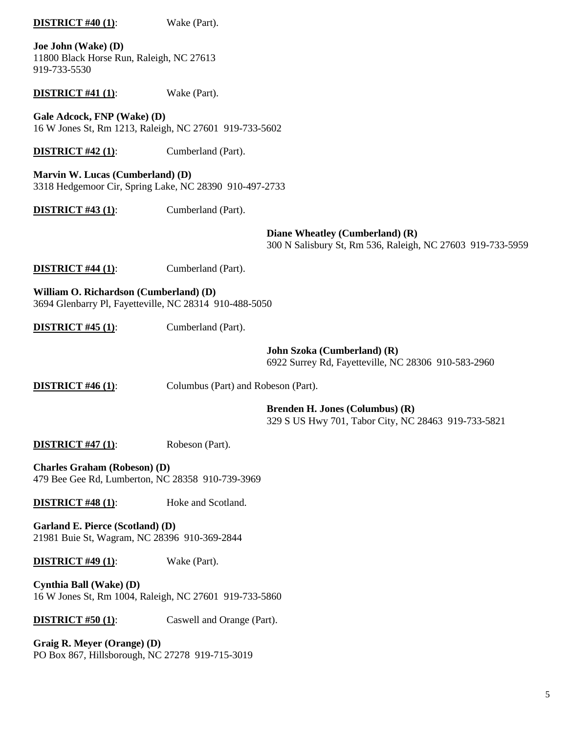**DISTRICT #40 (1)**: Wake (Part).

**Joe John (Wake) (D)**
11800 Black Horse Run, Raleigh, NC 27613
919-733-5530

**DISTRICT #41 (1)**: Wake (Part).

**Gale Adcock, FNP (Wake) (D)**
16 W Jones St, Rm 1213, Raleigh, NC 27601 919-733-5602

**DISTRICT #42 (1)**: Cumberland (Part).

**Marvin W. Lucas (Cumberland) (D)**
3318 Hedgemoor Cir, Spring Lake, NC 28390 910-497-2733

**DISTRICT #43 (1)**: Cumberland (Part).

**Diane Wheatley (Cumberland) (R)**
300 N Salisbury St, Rm 536, Raleigh, NC 27603 919-733-5959

**DISTRICT #44 (1)**: Cumberland (Part).

**William O. Richardson (Cumberland) (D)**
3694 Glenbarry Pl, Fayetteville, NC 28314 910-488-5050

**DISTRICT #45 (1)**: Cumberland (Part).

**John Szoka (Cumberland) (R)**
6922 Surrey Rd, Fayetteville, NC 28306 910-583-2960

**DISTRICT #46 (1)**: Columbus (Part) and Robeson (Part).

**Brenden H. Jones (Columbus) (R)**
329 S US Hwy 701, Tabor City, NC 28463 919-733-5821

**DISTRICT #47 (1)**: Robeson (Part).

**Charles Graham (Robeson) (D)**
479 Bee Gee Rd, Lumberton, NC 28358 910-739-3969

**DISTRICT #48 (1)**: Hoke and Scotland.

**Garland E. Pierce (Scotland) (D)**
21981 Buie St, Wagram, NC 28396 910-369-2844

**DISTRICT #49 (1)**: Wake (Part).

**Cynthia Ball (Wake) (D)**
16 W Jones St, Rm 1004, Raleigh, NC 27601 919-733-5860

**DISTRICT #50 (1)**: Caswell and Orange (Part).

**Graig R. Meyer (Orange) (D)**
PO Box 867, Hillsborough, NC 27278 919-715-3019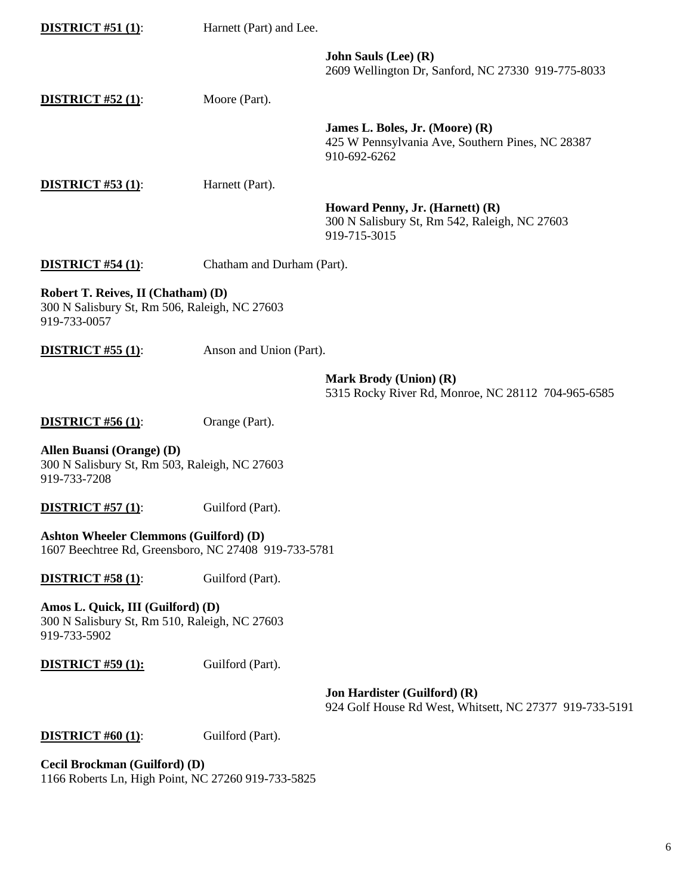**DISTRICT #51 (1)**: Harnett (Part) and Lee.

**John Sauls (Lee) (R)**
2609 Wellington Dr, Sanford, NC 27330 919-775-8033

**DISTRICT #52 (1)**: Moore (Part).

**James L. Boles, Jr. (Moore) (R)**
425 W Pennsylvania Ave, Southern Pines, NC 28387
910-692-6262

**DISTRICT #53 (1)**: Harnett (Part).

**Howard Penny, Jr. (Harnett) (R)**
300 N Salisbury St, Rm 542, Raleigh, NC 27603
919-715-3015

**DISTRICT #54 (1)**: Chatham and Durham (Part).

**Robert T. Reives, II (Chatham) (D)**
300 N Salisbury St, Rm 506, Raleigh, NC 27603
919-733-0057

**DISTRICT #55 (1)**: Anson and Union (Part).

**Mark Brody (Union) (R)**
5315 Rocky River Rd, Monroe, NC 28112 704-965-6585

**DISTRICT #56 (1)**: Orange (Part).

**Allen Buansi (Orange) (D)**
300 N Salisbury St, Rm 503, Raleigh, NC 27603
919-733-7208

**DISTRICT #57 (1)**: Guilford (Part).

**Ashton Wheeler Clemmons (Guilford) (D)**
1607 Beechtree Rd, Greensboro, NC 27408 919-733-5781

**DISTRICT #58 (1)**: Guilford (Part).

**Amos L. Quick, III (Guilford) (D)**
300 N Salisbury St, Rm 510, Raleigh, NC 27603
919-733-5902

**DISTRICT #59 (1):** Guilford (Part).

**Jon Hardister (Guilford) (R)**
924 Golf House Rd West, Whitsett, NC 27377 919-733-5191

**DISTRICT #60 (1)**: Guilford (Part).

**Cecil Brockman (Guilford) (D)**
1166 Roberts Ln, High Point, NC 27260 919-733-5825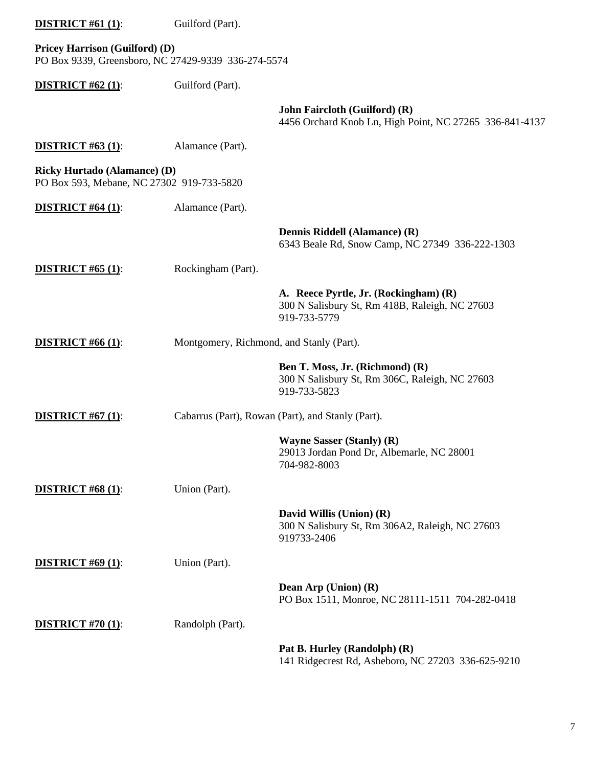**<u>DISTRICT #61 (1)</u>**: Guilford (Part).

**Pricey Harrison (Guilford) (D)**
PO Box 9339, Greensboro, NC 27429-9339 336-274-5574

**<u>DISTRICT #62 (1)</u>**: Guilford (Part).

**John Faircloth (Guilford) (R)**
4456 Orchard Knob Ln, High Point, NC 27265 336-841-4137

**<u>DISTRICT #63 (1)</u>**: Alamance (Part).

**Ricky Hurtado (Alamance) (D)**
PO Box 593, Mebane, NC 27302 919-733-5820

**<u>DISTRICT #64 (1)</u>**: Alamance (Part).

**Dennis Riddell (Alamance) (R)**
6343 Beale Rd, Snow Camp, NC 27349 336-222-1303

**<u>DISTRICT #65 (1)</u>**: Rockingham (Part).

**A. Reece Pyrtle, Jr. (Rockingham) (R)**
300 N Salisbury St, Rm 418B, Raleigh, NC 27603
919-733-5779

**<u>DISTRICT #66 (1)</u>**: Montgomery, Richmond, and Stanly (Part).

**Ben T. Moss, Jr. (Richmond) (R)**
300 N Salisbury St, Rm 306C, Raleigh, NC 27603
919-733-5823

**<u>DISTRICT #67 (1)</u>**: Cabarrus (Part), Rowan (Part), and Stanly (Part).

**Wayne Sasser (Stanly) (R)**
29013 Jordan Pond Dr, Albemarle, NC 28001
704-982-8003

**<u>DISTRICT #68 (1)</u>**: Union (Part).

**David Willis (Union) (R)**
300 N Salisbury St, Rm 306A2, Raleigh, NC 27603
919733-2406

**<u>DISTRICT #69 (1)</u>**: Union (Part).

**Dean Arp (Union) (R)**
PO Box 1511, Monroe, NC 28111-1511 704-282-0418

**<u>DISTRICT #70 (1)</u>**: Randolph (Part).

**Pat B. Hurley (Randolph) (R)**
141 Ridgecrest Rd, Asheboro, NC 27203 336-625-9210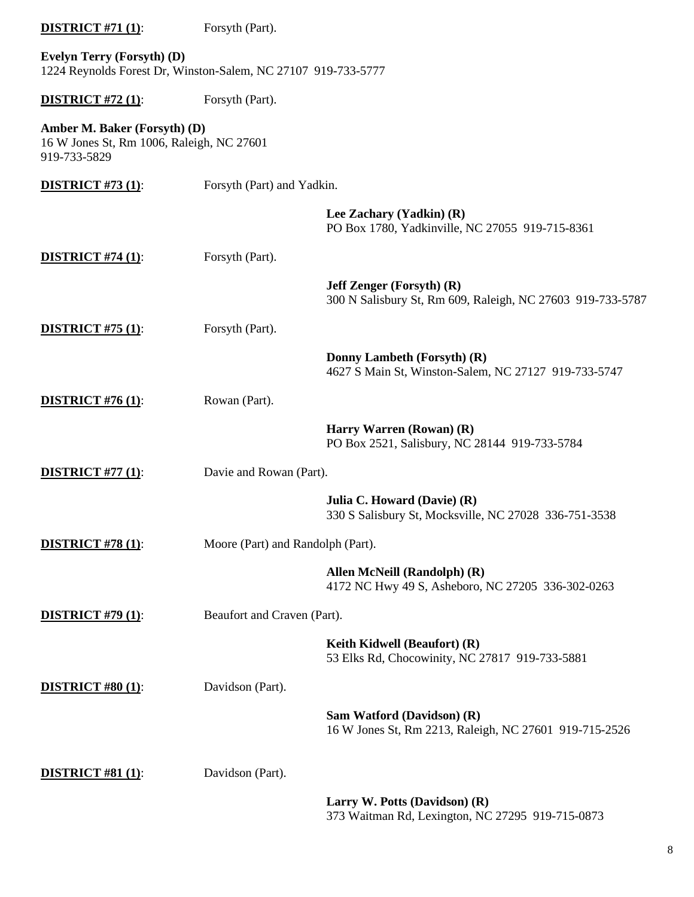**DISTRICT #71 (1)**: Forsyth (Part).

**Evelyn Terry (Forsyth) (D)**
1224 Reynolds Forest Dr, Winston-Salem, NC 27107 919-733-5777

**DISTRICT #72 (1)**: Forsyth (Part).

**Amber M. Baker (Forsyth) (D)**
16 W Jones St, Rm 1006, Raleigh, NC 27601
919-733-5829

**DISTRICT #73 (1)**: Forsyth (Part) and Yadkin.

**Lee Zachary (Yadkin) (R)**
PO Box 1780, Yadkinville, NC 27055 919-715-8361

**DISTRICT #74 (1)**: Forsyth (Part).

**Jeff Zenger (Forsyth) (R)**
300 N Salisbury St, Rm 609, Raleigh, NC 27603 919-733-5787

**DISTRICT #75 (1)**: Forsyth (Part).

**Donny Lambeth (Forsyth) (R)**
4627 S Main St, Winston-Salem, NC 27127 919-733-5747

**DISTRICT #76 (1)**: Rowan (Part).

**Harry Warren (Rowan) (R)**
PO Box 2521, Salisbury, NC 28144 919-733-5784

**DISTRICT #77 (1)**: Davie and Rowan (Part).

**Julia C. Howard (Davie) (R)**
330 S Salisbury St, Mocksville, NC 27028 336-751-3538

**DISTRICT #78 (1)**: Moore (Part) and Randolph (Part).

**Allen McNeill (Randolph) (R)**
4172 NC Hwy 49 S, Asheboro, NC 27205 336-302-0263

**DISTRICT #79 (1)**: Beaufort and Craven (Part).

**Keith Kidwell (Beaufort) (R)**
53 Elks Rd, Chocowinity, NC 27817 919-733-5881

**DISTRICT #80 (1)**: Davidson (Part).

**Sam Watford (Davidson) (R)**
16 W Jones St, Rm 2213, Raleigh, NC 27601 919-715-2526

**DISTRICT #81 (1)**: Davidson (Part).

**Larry W. Potts (Davidson) (R)**
373 Waitman Rd, Lexington, NC 27295 919-715-0873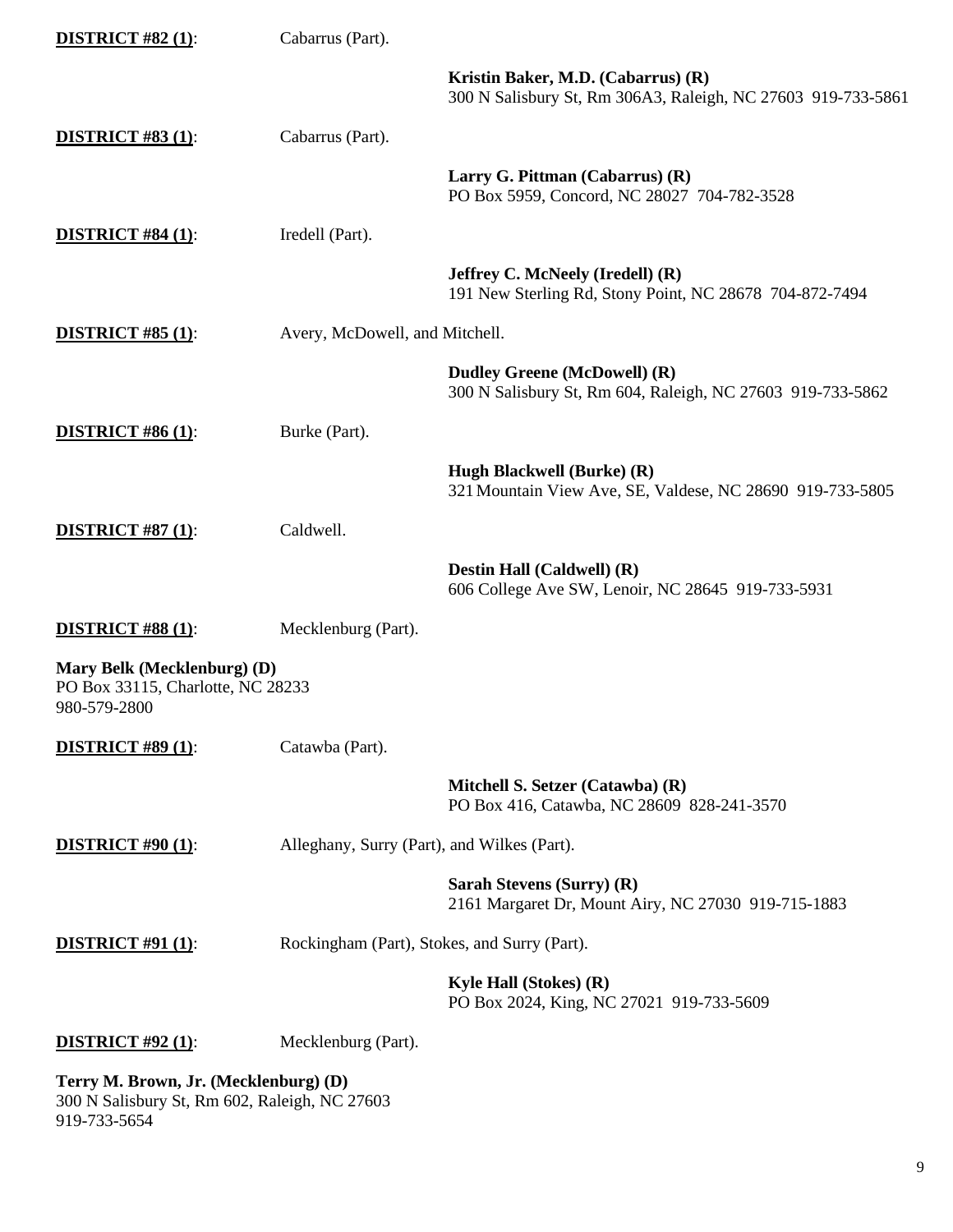**DISTRICT #82 (1)**: Cabarrus (Part).

**Kristin Baker, M.D. (Cabarrus) (R)**
300 N Salisbury St, Rm 306A3, Raleigh, NC 27603 919-733-5861

**DISTRICT #83 (1)**: Cabarrus (Part).

**Larry G. Pittman (Cabarrus) (R)**
PO Box 5959, Concord, NC 28027 704-782-3528

**DISTRICT #84 (1)**: Iredell (Part).

**Jeffrey C. McNeely (Iredell) (R)**
191 New Sterling Rd, Stony Point, NC 28678 704-872-7494

**DISTRICT #85 (1)**: Avery, McDowell, and Mitchell.

**Dudley Greene (McDowell) (R)**
300 N Salisbury St, Rm 604, Raleigh, NC 27603 919-733-5862

**DISTRICT #86 (1)**: Burke (Part).

**Hugh Blackwell (Burke) (R)**
321 Mountain View Ave, SE, Valdese, NC 28690 919-733-5805

**DISTRICT #87 (1)**: Caldwell.

**Destin Hall (Caldwell) (R)**
606 College Ave SW, Lenoir, NC 28645 919-733-5931

**DISTRICT #88 (1)**: Mecklenburg (Part).

**Mary Belk (Mecklenburg) (D)**
PO Box 33115, Charlotte, NC 28233
980-579-2800

**DISTRICT #89 (1)**: Catawba (Part).

**Mitchell S. Setzer (Catawba) (R)**
PO Box 416, Catawba, NC 28609 828-241-3570

**DISTRICT #90 (1)**: Alleghany, Surry (Part), and Wilkes (Part).

**Sarah Stevens (Surry) (R)**
2161 Margaret Dr, Mount Airy, NC 27030 919-715-1883

**DISTRICT #91 (1)**: Rockingham (Part), Stokes, and Surry (Part).

**Kyle Hall (Stokes) (R)**
PO Box 2024, King, NC 27021 919-733-5609

**DISTRICT #92 (1)**: Mecklenburg (Part).

**Terry M. Brown, Jr. (Mecklenburg) (D)**
300 N Salisbury St, Rm 602, Raleigh, NC 27603
919-733-5654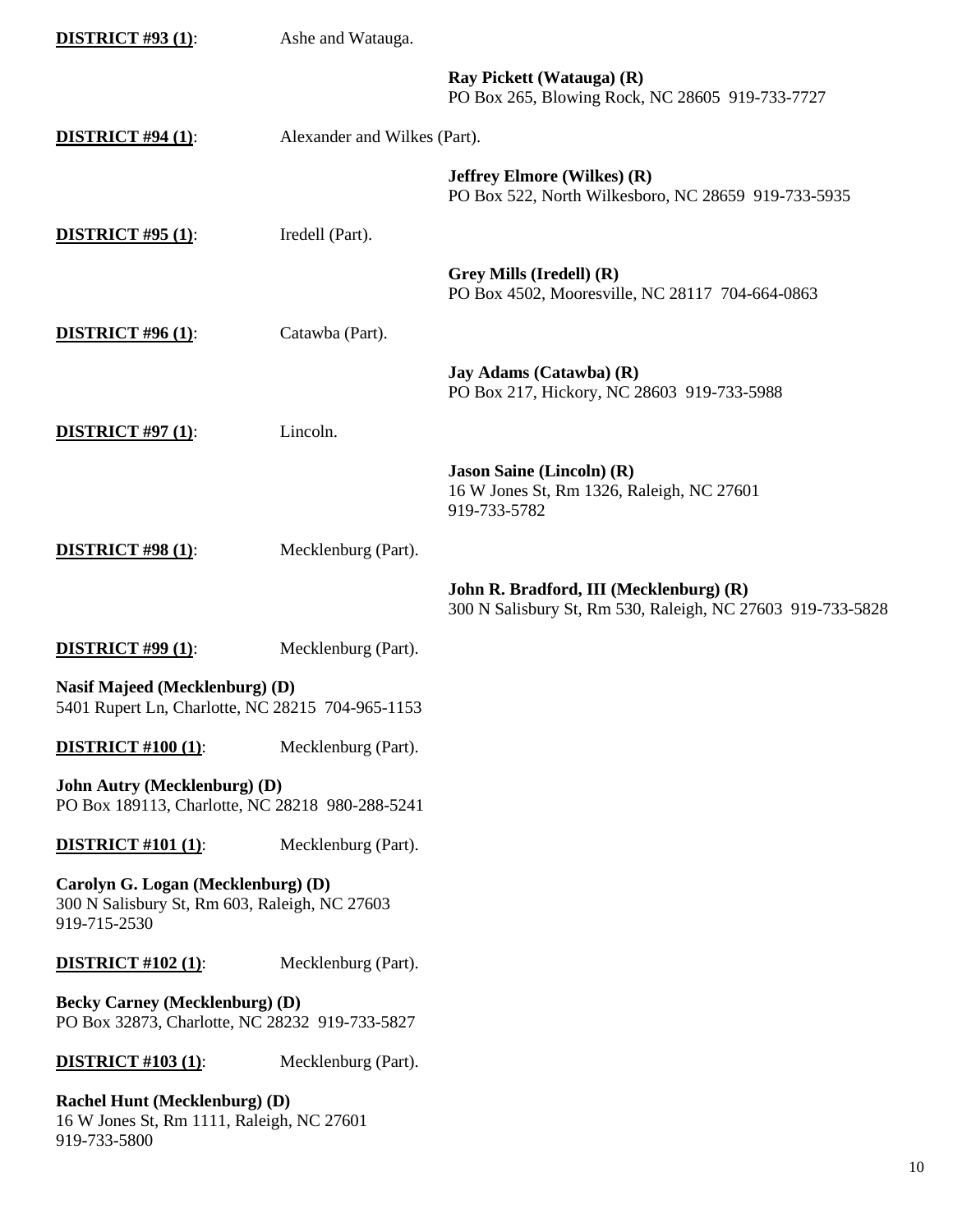**DISTRICT #93 (1)**: Ashe and Watauga.

**Ray Pickett (Watauga) (R)**
PO Box 265, Blowing Rock, NC 28605 919-733-7727

**DISTRICT #94 (1)**: Alexander and Wilkes (Part).

**Jeffrey Elmore (Wilkes) (R)**
PO Box 522, North Wilkesboro, NC 28659 919-733-5935

**DISTRICT #95 (1)**: Iredell (Part).

**Grey Mills (Iredell) (R)**
PO Box 4502, Mooresville, NC 28117 704-664-0863

**DISTRICT #96 (1)**: Catawba (Part).

**Jay Adams (Catawba) (R)**
PO Box 217, Hickory, NC 28603 919-733-5988

**DISTRICT #97 (1)**: Lincoln.

**Jason Saine (Lincoln) (R)**
16 W Jones St, Rm 1326, Raleigh, NC 27601
919-733-5782

**DISTRICT #98 (1)**: Mecklenburg (Part).

**John R. Bradford, III (Mecklenburg) (R)**
300 N Salisbury St, Rm 530, Raleigh, NC 27603 919-733-5828

**DISTRICT #99 (1)**: Mecklenburg (Part).

**Nasif Majeed (Mecklenburg) (D)**
5401 Rupert Ln, Charlotte, NC 28215 704-965-1153

**DISTRICT #100 (1)**: Mecklenburg (Part).

**John Autry (Mecklenburg) (D)**
PO Box 189113, Charlotte, NC 28218 980-288-5241

**DISTRICT #101 (1)**: Mecklenburg (Part).

**Carolyn G. Logan (Mecklenburg) (D)**
300 N Salisbury St, Rm 603, Raleigh, NC 27603
919-715-2530

**DISTRICT #102 (1)**: Mecklenburg (Part).

**Becky Carney (Mecklenburg) (D)**
PO Box 32873, Charlotte, NC 28232 919-733-5827

**DISTRICT #103 (1)**: Mecklenburg (Part).

**Rachel Hunt (Mecklenburg) (D)**
16 W Jones St, Rm 1111, Raleigh, NC 27601
919-733-5800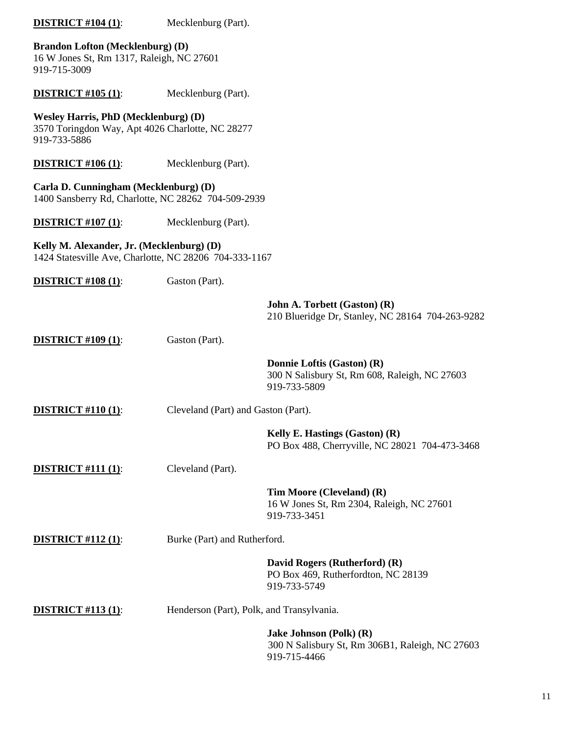**DISTRICT #104 (1)**: Mecklenburg (Part).

**Brandon Lofton (Mecklenburg) (D)**
16 W Jones St, Rm 1317, Raleigh, NC 27601
919-715-3009

**DISTRICT #105 (1)**: Mecklenburg (Part).

**Wesley Harris, PhD (Mecklenburg) (D)**
3570 Toringdon Way, Apt 4026 Charlotte, NC 28277
919-733-5886

**DISTRICT #106 (1)**: Mecklenburg (Part).

**Carla D. Cunningham (Mecklenburg) (D)**
1400 Sansberry Rd, Charlotte, NC 28262 704-509-2939

**DISTRICT #107 (1)**: Mecklenburg (Part).

**Kelly M. Alexander, Jr. (Mecklenburg) (D)**
1424 Statesville Ave, Charlotte, NC 28206 704-333-1167

**DISTRICT #108 (1)**: Gaston (Part).

**John A. Torbett (Gaston) (R)**
210 Blueridge Dr, Stanley, NC 28164 704-263-9282

**DISTRICT #109 (1)**: Gaston (Part).

**Donnie Loftis (Gaston) (R)**
300 N Salisbury St, Rm 608, Raleigh, NC 27603
919-733-5809

**DISTRICT #110 (1)**: Cleveland (Part) and Gaston (Part).

**Kelly E. Hastings (Gaston) (R)**
PO Box 488, Cherryville, NC 28021 704-473-3468

**DISTRICT #111 (1)**: Cleveland (Part).

**Tim Moore (Cleveland) (R)**
16 W Jones St, Rm 2304, Raleigh, NC 27601
919-733-3451

**DISTRICT #112 (1)**: Burke (Part) and Rutherford.

**David Rogers (Rutherford) (R)**
PO Box 469, Rutherfordton, NC 28139
919-733-5749

**DISTRICT #113 (1)**: Henderson (Part), Polk, and Transylvania.

**Jake Johnson (Polk) (R)**
300 N Salisbury St, Rm 306B1, Raleigh, NC 27603
919-715-4466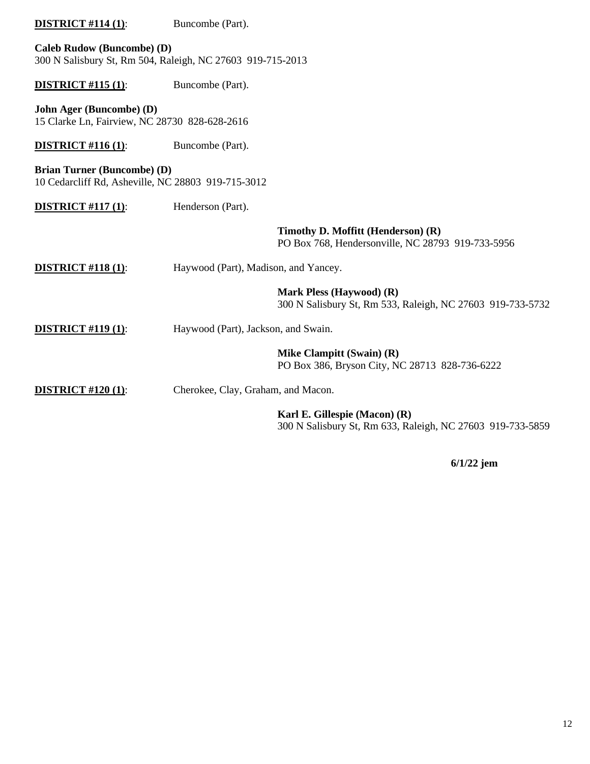**<u>DISTRICT #114 (1)</u>**: Buncombe (Part).

**Caleb Rudow (Buncombe) (D)**
300 N Salisbury St, Rm 504, Raleigh, NC 27603 919-715-2013

**<u>DISTRICT #115 (1)</u>**: Buncombe (Part).

**John Ager (Buncombe) (D)**
15 Clarke Ln, Fairview, NC 28730 828-628-2616

**<u>DISTRICT #116 (1)</u>**: Buncombe (Part).

**Brian Turner (Buncombe) (D)**
10 Cedarcliff Rd, Asheville, NC 28803 919-715-3012

**<u>DISTRICT #117 (1)</u>**: Henderson (Part).

**Timothy D. Moffitt (Henderson) (R)**
PO Box 768, Hendersonville, NC 28793 919-733-5956

**<u>DISTRICT #118 (1)</u>**: Haywood (Part), Madison, and Yancey.

**Mark Pless (Haywood) (R)**
300 N Salisbury St, Rm 533, Raleigh, NC 27603 919-733-5732

**<u>DISTRICT #119 (1)</u>**: Haywood (Part), Jackson, and Swain.

**Mike Clampitt (Swain) (R)**
PO Box 386, Bryson City, NC 28713 828-736-6222

**<u>DISTRICT #120 (1)</u>**: Cherokee, Clay, Graham, and Macon.

**Karl E. Gillespie (Macon) (R)**
300 N Salisbury St, Rm 633, Raleigh, NC 27603 919-733-5859

**6/1/22 jem**